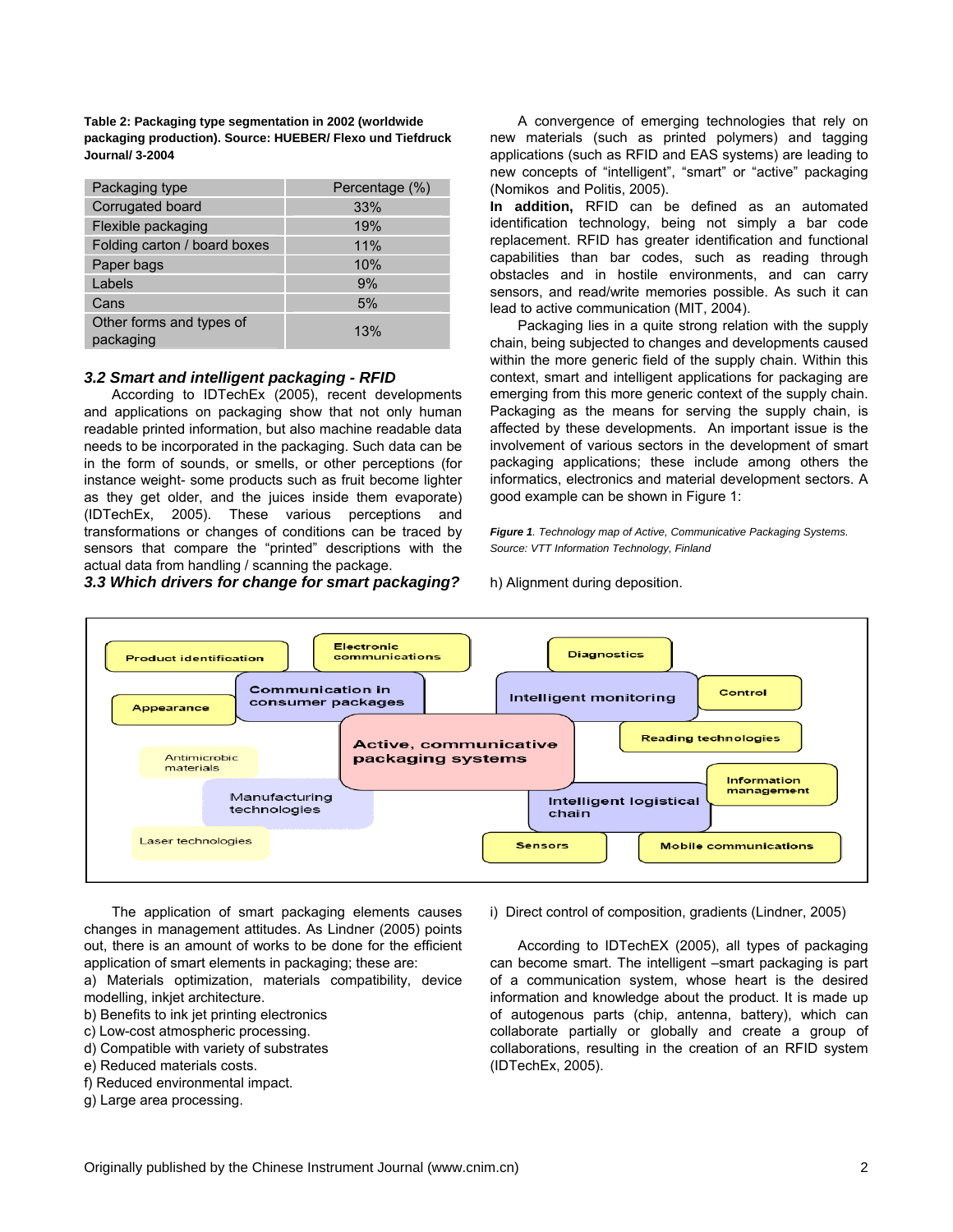**Table 2: Packaging type segmentation in 2002 (worldwide packaging production). Source: HUEBER/ Flexo und Tiefdruck Journal/ 3-2004**

| Packaging type | Percentage (%) |
|---|---|
| Corrugated board | 33% |
| Flexible packaging | 19% |
| Folding carton / board boxes | 11% |
| Paper bags | 10% |
| Labels | 9% |
| Cans | 5% |
| Other forms and types of packaging | 13% |

### *3.2 Smart and intelligent packaging - RFID*

According to IDTechEx (2005), recent developments and applications on packaging show that not only human readable printed information, but also machine readable data needs to be incorporated in the packaging. Such data can be in the form of sounds, or smells, or other perceptions (for instance weight- some products such as fruit become lighter as they get older, and the juices inside them evaporate) (IDTechEx, 2005). These various perceptions and transformations or changes of conditions can be traced by sensors that compare the "printed" descriptions with the actual data from handling / scanning the package.

### *3.3 Which drivers for change for smart packaging?*

A convergence of emerging technologies that rely on new materials (such as printed polymers) and tagging applications (such as RFID and EAS systems) are leading to new concepts of "intelligent", "smart" or "active" packaging (Nomikos and Politis, 2005).

**In addition,** RFID can be defined as an automated identification technology, being not simply a bar code replacement. RFID has greater identification and functional capabilities than bar codes, such as reading through obstacles and in hostile environments, and can carry sensors, and read/write memories possible. As such it can lead to active communication (MIT, 2004).

Packaging lies in a quite strong relation with the supply chain, being subjected to changes and developments caused within the more generic field of the supply chain. Within this context, smart and intelligent applications for packaging are emerging from this more generic context of the supply chain. Packaging as the means for serving the supply chain, is affected by these developments. An important issue is the involvement of various sectors in the development of smart packaging applications; these include among others the informatics, electronics and material development sectors. A good example can be shown in Figure 1:

***Figure 1**. Technology map of Active, Communicative Packaging Systems. Source: VTT Information Technology, Finland*

Product identification | Electronic communications | Diagnostics | Communication in consumer packages | Appearance | Intelligent monitoring | Control | Active, communicative packaging systems | Reading technologies | Antimicrobic materials | Manufacturing technologies | Information management | Intelligent logistical chain | Laser technologies | Sensors | Mobile communications

The application of smart packaging elements causes changes in management attitudes. As Lindner (2005) points out, there is an amount of works to be done for the efficient application of smart elements in packaging; these are:

a) Materials optimization, materials compatibility, device modelling, inkjet architecture.
b) Benefits to ink jet printing electronics
c) Low-cost atmospheric processing.
d) Compatible with variety of substrates
e) Reduced materials costs.
f) Reduced environmental impact.
g) Large area processing.
h) Alignment during deposition.
i) Direct control of composition, gradients (Lindner, 2005)

According to IDTechEX (2005), all types of packaging can become smart. The intelligent –smart packaging is part of a communication system, whose heart is the desired information and knowledge about the product. It is made up of autogenous parts (chip, antenna, battery), which can collaborate partially or globally and create a group of collaborations, resulting in the creation of an RFID system (IDTechEx, 2005).

Originally published by the Chinese Instrument Journal (www.cnim.cn)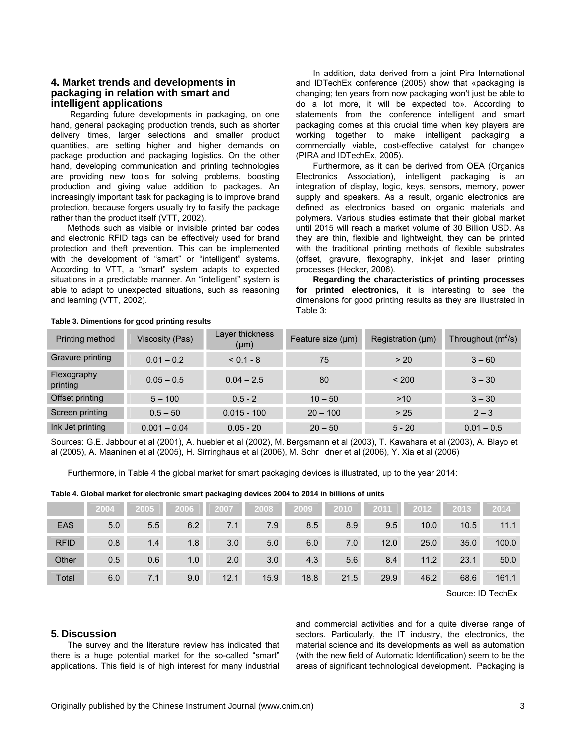## 4. Market trends and developments in packaging in relation with smart and intelligent applications

Regarding future developments in packaging, on one hand, general packaging production trends, such as shorter delivery times, larger selections and smaller product quantities, are setting higher and higher demands on package production and packaging logistics. On the other hand, developing communication and printing technologies are providing new tools for solving problems, boosting production and giving value addition to packages. An increasingly important task for packaging is to improve brand protection, because forgers usually try to falsify the package rather than the product itself (VTT, 2002).

Methods such as visible or invisible printed bar codes and electronic RFID tags can be effectively used for brand protection and theft prevention. This can be implemented with the development of "smart" or "intelligent" systems. According to VTT, a "smart" system adapts to expected situations in a predictable manner. An "intelligent" system is able to adapt to unexpected situations, such as reasoning and learning (VTT, 2002).

In addition, data derived from a joint Pira International and IDTechEx conference (2005) show that «packaging is changing; ten years from now packaging won't just be able to do a lot more, it will be expected to». According to statements from the conference intelligent and smart packaging comes at this crucial time when key players are working together to make intelligent packaging a commercially viable, cost-effective catalyst for change» (PIRA and IDTechEx, 2005).

Furthermore, as it can be derived from OEA (Organics Electronics Association), intelligent packaging is an integration of display, logic, keys, sensors, memory, power supply and speakers. As a result, organic electronics are defined as electronics based on organic materials and polymers. Various studies estimate that their global market until 2015 will reach a market volume of 30 Billion USD. As they are thin, flexible and lightweight, they can be printed with the traditional printing methods of flexible substrates (offset, gravure, flexography, ink-jet and laser printing processes (Hecker, 2006).

**Regarding the characteristics of printing processes for printed electronics,** it is interesting to see the dimensions for good printing results as they are illustrated in Table 3:

**Table 3. Dimentions for good printing results**

| Printing method | Viscosity (Pas) | Layer thickness (μm) | Feature size (μm) | Registration (μm) | Throughout ($m^2$/s) |
|---|---|---|---|---|---|
| Gravure printing | 0.01 – 0.2 | < 0.1 - 8 | 75 | > 20 | 3 – 60 |
| Flexography printing | 0.05 – 0.5 | 0.04 – 2.5 | 80 | < 200 | 3 – 30 |
| Offset printing | 5 – 100 | 0.5 - 2 | 10 – 50 | >10 | 3 – 30 |
| Screen printing | 0.5 – 50 | 0.015 - 100 | 20 – 100 | > 25 | 2 – 3 |
| Ink Jet printing | 0.001 – 0.04 | 0.05 - 20 | 20 – 50 | 5 - 20 | 0.01 – 0.5 |

Sources: G.E. Jabbour et al (2001), A. huebler et al (2002), M. Bergsmann et al (2003), T. Kawahara et al (2003), A. Blayo et al (2005), A. Maaninen et al (2005), H. Sirringhaus et al (2006), M. Schr dner et al (2006), Y. Xia et al (2006)

Furthermore, in Table 4 the global market for smart packaging devices is illustrated, up to the year 2014:

**Table 4. Global market for electronic smart packaging devices 2004 to 2014 in billions of units**

| | 2004 | 2005 | 2006 | 2007 | 2008 | 2009 | 2010 | 2011 | 2012 | 2013 | 2014 |
|---|---|---|---|---|---|---|---|---|---|---|---|
| EAS | 5.0 | 5.5 | 6.2 | 7.1 | 7.9 | 8.5 | 8.9 | 9.5 | 10.0 | 10.5 | 11.1 |
| RFID | 0.8 | 1.4 | 1.8 | 3.0 | 5.0 | 6.0 | 7.0 | 12.0 | 25.0 | 35.0 | 100.0 |
| Other | 0.5 | 0.6 | 1.0 | 2.0 | 3.0 | 4.3 | 5.6 | 8.4 | 11.2 | 23.1 | 50.0 |
| Total | 6.0 | 7.1 | 9.0 | 12.1 | 15.9 | 18.8 | 21.5 | 29.9 | 46.2 | 68.6 | 161.1 |

Source: ID TechEx

## 5. Discussion

The survey and the literature review has indicated that there is a huge potential market for the so-called "smart" applications. This field is of high interest for many industrial and commercial activities and for a quite diverse range of sectors. Particularly, the IT industry, the electronics, the material science and its developments as well as automation (with the new field of Automatic Identification) seem to be the areas of significant technological development. Packaging is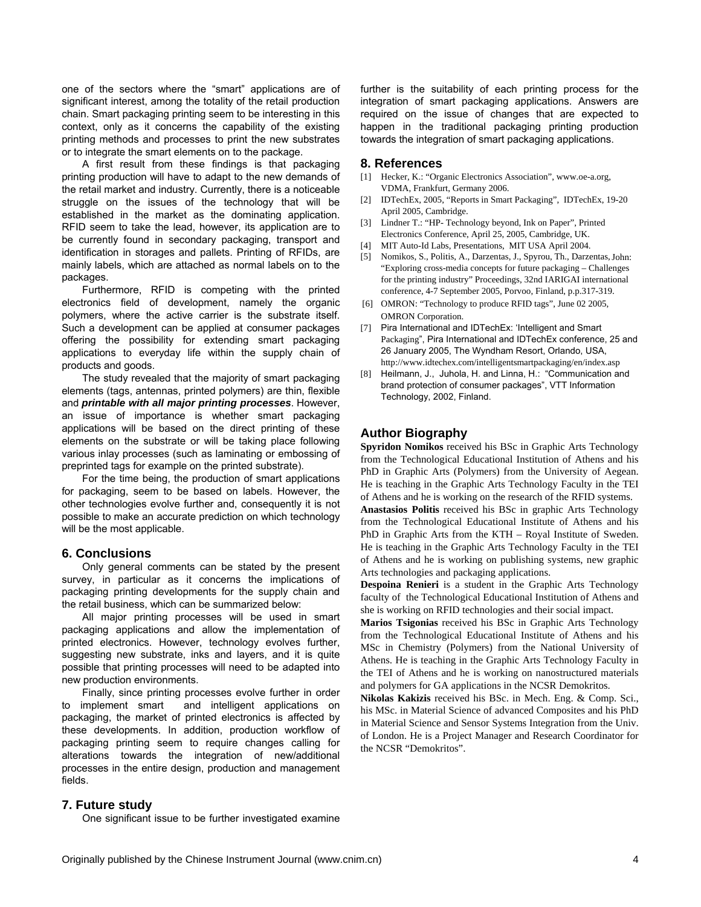one of the sectors where the “smart” applications are of significant interest, among the totality of the retail production chain. Smart packaging printing seem to be interesting in this context, only as it concerns the capability of the existing printing methods and processes to print the new substrates or to integrate the smart elements on to the package.

A first result from these findings is that packaging printing production will have to adapt to the new demands of the retail market and industry. Currently, there is a noticeable struggle on the issues of the technology that will be established in the market as the dominating application. RFID seem to take the lead, however, its application are to be currently found in secondary packaging, transport and identification in storages and pallets. Printing of RFIDs, are mainly labels, which are attached as normal labels on to the packages.

Furthermore, RFID is competing with the printed electronics field of development, namely the organic polymers, where the active carrier is the substrate itself. Such a development can be applied at consumer packages offering the possibility for extending smart packaging applications to everyday life within the supply chain of products and goods.

The study revealed that the majority of smart packaging elements (tags, antennas, printed polymers) are thin, flexible and ***printable with all major printing processes***. However, an issue of importance is whether smart packaging applications will be based on the direct printing of these elements on the substrate or will be taking place following various inlay processes (such as laminating or embossing of preprinted tags for example on the printed substrate).

For the time being, the production of smart applications for packaging, seem to be based on labels. However, the other technologies evolve further and, consequently it is not possible to make an accurate prediction on which technology will be the most applicable.

## 6. Conclusions

Only general comments can be stated by the present survey, in particular as it concerns the implications of packaging printing developments for the supply chain and the retail business, which can be summarized below:

All major printing processes will be used in smart packaging applications and allow the implementation of printed electronics. However, technology evolves further, suggesting new substrate, inks and layers, and it is quite possible that printing processes will need to be adapted into new production environments.

Finally, since printing processes evolve further in order to implement smart and intelligent applications on packaging, the market of printed electronics is affected by these developments. In addition, production workflow of packaging printing seem to require changes calling for alterations towards the integration of new/additional processes in the entire design, production and management fields.

## 7. Future study

One significant issue to be further investigated examine further is the suitability of each printing process for the integration of smart packaging applications. Answers are required on the issue of changes that are expected to happen in the traditional packaging printing production towards the integration of smart packaging applications.

## 8. References

[1] Hecker, K.: “Organic Electronics Association”, www.oe-a.org, VDMA, Frankfurt, Germany 2006.

[2] IDTechEx, 2005, “Reports in Smart Packaging”, IDTechEx, 19-20 April 2005, Cambridge.

[3] Lindner T.: “HP- Technology beyond, Ink on Paper”, Printed Electronics Conference, April 25, 2005, Cambridge, UK.

[4] MIT Auto-Id Labs, Presentations, MIT USA April 2004.

[5] Nomikos, S., Politis, A., Darzentas, J., Spyrou, Th., Darzentas, John: “Exploring cross-media concepts for future packaging – Challenges for the printing industry” Proceedings, 32nd IARIGAI international conference, 4-7 September 2005, Porvoo, Finland, p.p.317-319.

[6] OMRON: “Technology to produce RFID tags”, June 02 2005, OMRON Corporation.

[7] Pira International and IDTechEx: ‘Intelligent and Smart Packaging”, Pira International and IDTechEx conference, 25 and 26 January 2005, The Wyndham Resort, Orlando, USA, http://www.idtechex.com/intelligentsmartpackaging/en/index.asp

[8] Heilmann, J., Juhola, H. and Linna, H.: “Communication and brand protection of consumer packages”, VTT Information Technology, 2002, Finland.

## Author Biography

**Spyridon Nomikos** received his BSc in Graphic Arts Technology from the Technological Educational Institution of Athens and his PhD in Graphic Arts (Polymers) from the University of Aegean. He is teaching in the Graphic Arts Technology Faculty in the TEI of Athens and he is working on the research of the RFID systems.

**Anastasios Politis** received his BSc in graphic Arts Technology from the Technological Educational Institute of Athens and his PhD in Graphic Arts from the KTH – Royal Institute of Sweden. He is teaching in the Graphic Arts Technology Faculty in the TEI of Athens and he is working on publishing systems, new graphic Arts technologies and packaging applications.

**Despoina Renieri** is a student in the Graphic Arts Technology faculty of the Technological Educational Institution of Athens and she is working on RFID technologies and their social impact.

**Marios Tsigonias** received his BSc in Graphic Arts Technology from the Technological Educational Institute of Athens and his MSc in Chemistry (Polymers) from the National University of Athens. He is teaching in the Graphic Arts Technology Faculty in the TEI of Athens and he is working on nanostructured materials and polymers for GA applications in the NCSR Demokritos.

**Nikolas Kakizis** received his BSc. in Mech. Eng. & Comp. Sci., his MSc. in Material Science of advanced Composites and his PhD in Material Science and Sensor Systems Integration from the Univ. of London. He is a Project Manager and Research Coordinator for the NCSR “Demokritos”.

Originally published by the Chinese Instrument Journal (www.cnim.cn)